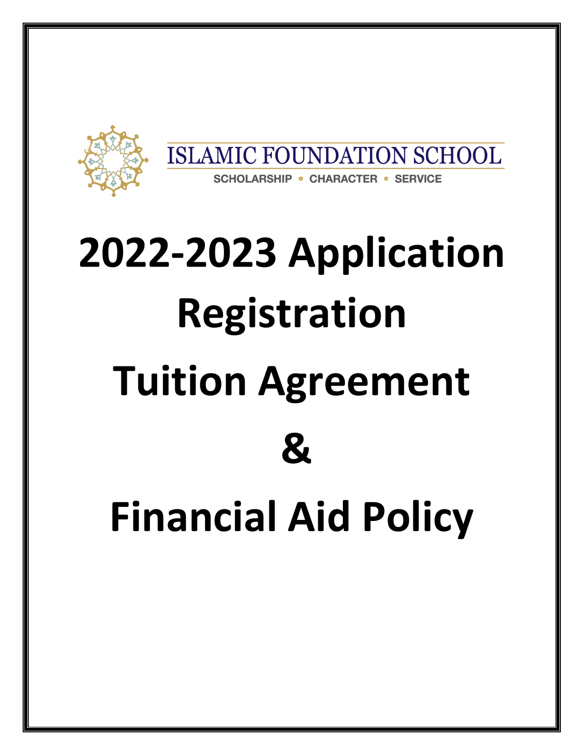ISLAMIC FOUNDATION SCHOOL

SCHOLARSHIP • CHARACTER • SERVICE

# 2022-2023 Application

# Registration

# Tuition Agreement

# &

# Financial Aid Policy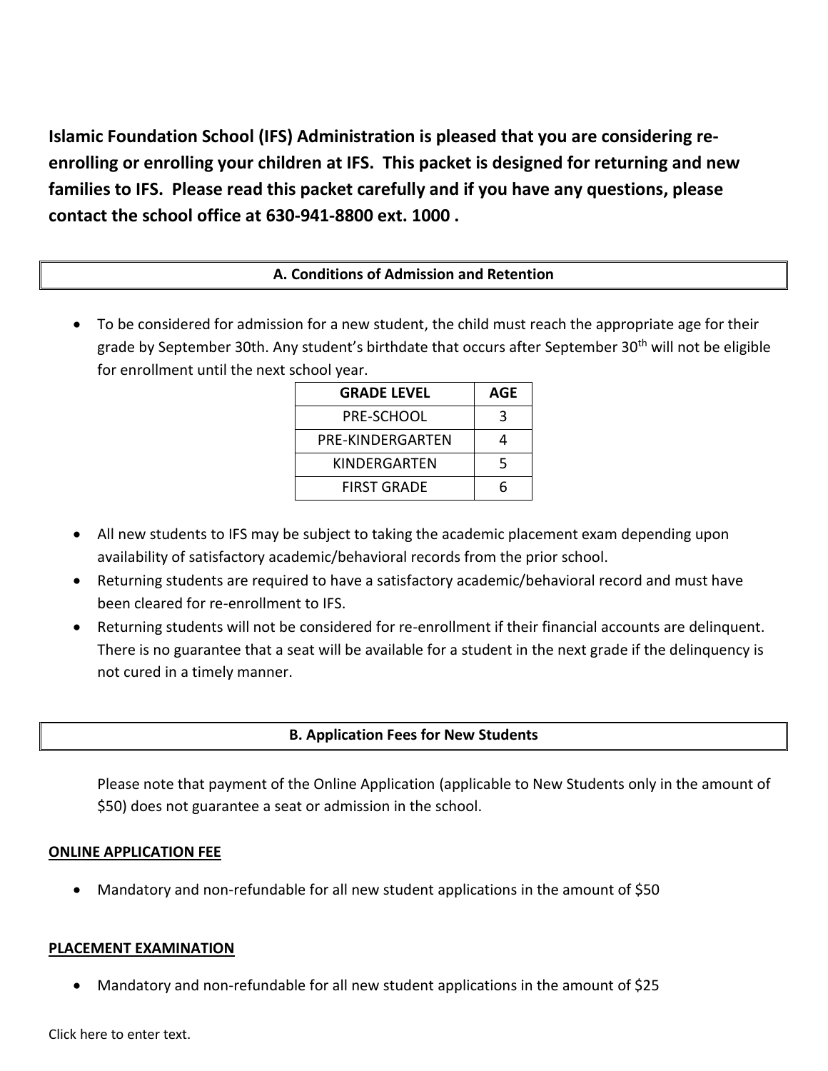**Islamic Foundation School (IFS) Administration is pleased that you are considering re-enrolling or enrolling your children at IFS. This packet is designed for returning and new families to IFS. Please read this packet carefully and if you have any questions, please contact the school office at 630-941-8800 ext. 1000 .**

## A. Conditions of Admission and Retention

- To be considered for admission for a new student, the child must reach the appropriate age for their grade by September 30th. Any student's birthdate that occurs after September 30th will not be eligible for enrollment until the next school year.

| GRADE LEVEL | AGE |
|---|---|
| PRE-SCHOOL | 3 |
| PRE-KINDERGARTEN | 4 |
| KINDERGARTEN | 5 |
| FIRST GRADE | 6 |

- All new students to IFS may be subject to taking the academic placement exam depending upon availability of satisfactory academic/behavioral records from the prior school.
- Returning students are required to have a satisfactory academic/behavioral record and must have been cleared for re-enrollment to IFS.
- Returning students will not be considered for re-enrollment if their financial accounts are delinquent. There is no guarantee that a seat will be available for a student in the next grade if the delinquency is not cured in a timely manner.

## B. Application Fees for New Students

Please note that payment of the Online Application (applicable to New Students only in the amount of $50) does not guarantee a seat or admission in the school.

**ONLINE APPLICATION FEE**

- Mandatory and non-refundable for all new student applications in the amount of $50

**PLACEMENT EXAMINATION**

- Mandatory and non-refundable for all new student applications in the amount of $25

Click here to enter text.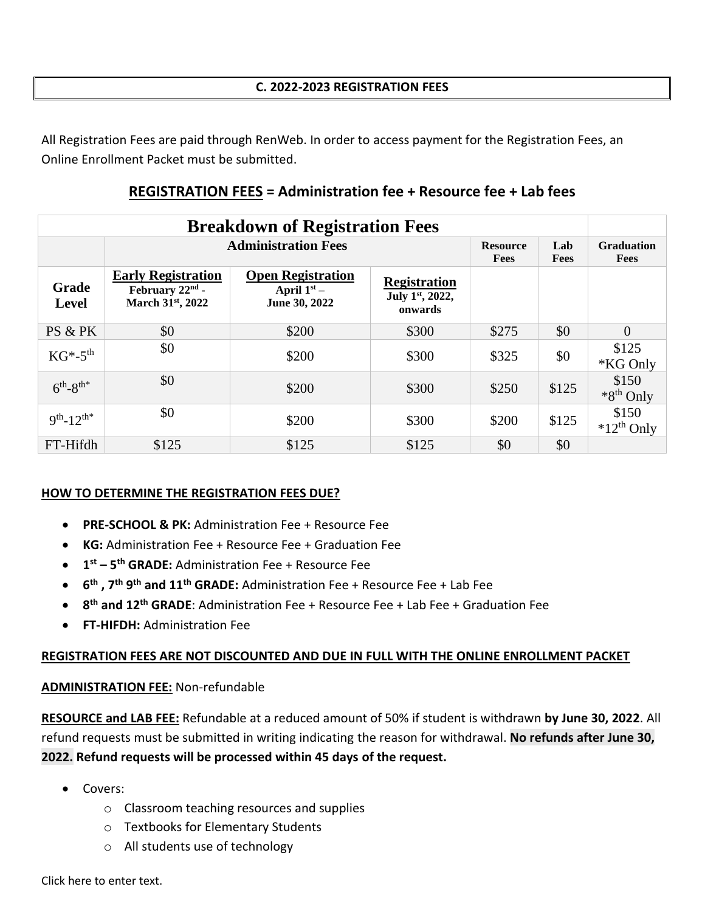## C. 2022-2023 REGISTRATION FEES

All Registration Fees are paid through RenWeb. In order to access payment for the Registration Fees, an Online Enrollment Packet must be submitted.

### **REGISTRATION FEES** = Administration fee + Resource fee + Lab fees

| Breakdown of Registration Fees | | | | | | |
|---|---|---|---|---|---|---|
| | Administration Fees | | | Resource Fees | Lab Fees | Graduation Fees |
| Grade Level | Early Registration February 22nd - March 31st, 2022 | Open Registration April 1st – June 30, 2022 | Registration July 1st, 2022, onwards | | | |
| PS & PK | $0 | $200 | $300 | $275 | $0 | 0 |
| KG*-5th | $0 | $200 | $300 | $325 | $0 | $125 *KG Only |
| 6th-8th* | $0 | $200 | $300 | $250 | $125 | $150 *8th Only |
| 9th-12th* | $0 | $200 | $300 | $200 | $125 | $150 *12th Only |
| FT-Hifdh | $125 | $125 | $125 | $0 | $0 | |

**HOW TO DETERMINE THE REGISTRATION FEES DUE?**

- **PRE-SCHOOL & PK:** Administration Fee + Resource Fee
- **KG:** Administration Fee + Resource Fee + Graduation Fee
- **1st – 5th GRADE:** Administration Fee + Resource Fee
- **6th , 7th 9th and 11th GRADE:** Administration Fee + Resource Fee + Lab Fee
- **8th and 12th GRADE**: Administration Fee + Resource Fee + Lab Fee + Graduation Fee
- **FT-HIFDH:** Administration Fee

**REGISTRATION FEES ARE NOT DISCOUNTED AND DUE IN FULL WITH THE ONLINE ENROLLMENT PACKET**

**ADMINISTRATION FEE:** Non-refundable

**RESOURCE and LAB FEE:** Refundable at a reduced amount of 50% if student is withdrawn **by June 30, 2022**. All refund requests must be submitted in writing indicating the reason for withdrawal. **No refunds after June 30, 2022. Refund requests will be processed within 45 days of the request.**

- Covers:
  - Classroom teaching resources and supplies
  - Textbooks for Elementary Students
  - All students use of technology

Click here to enter text.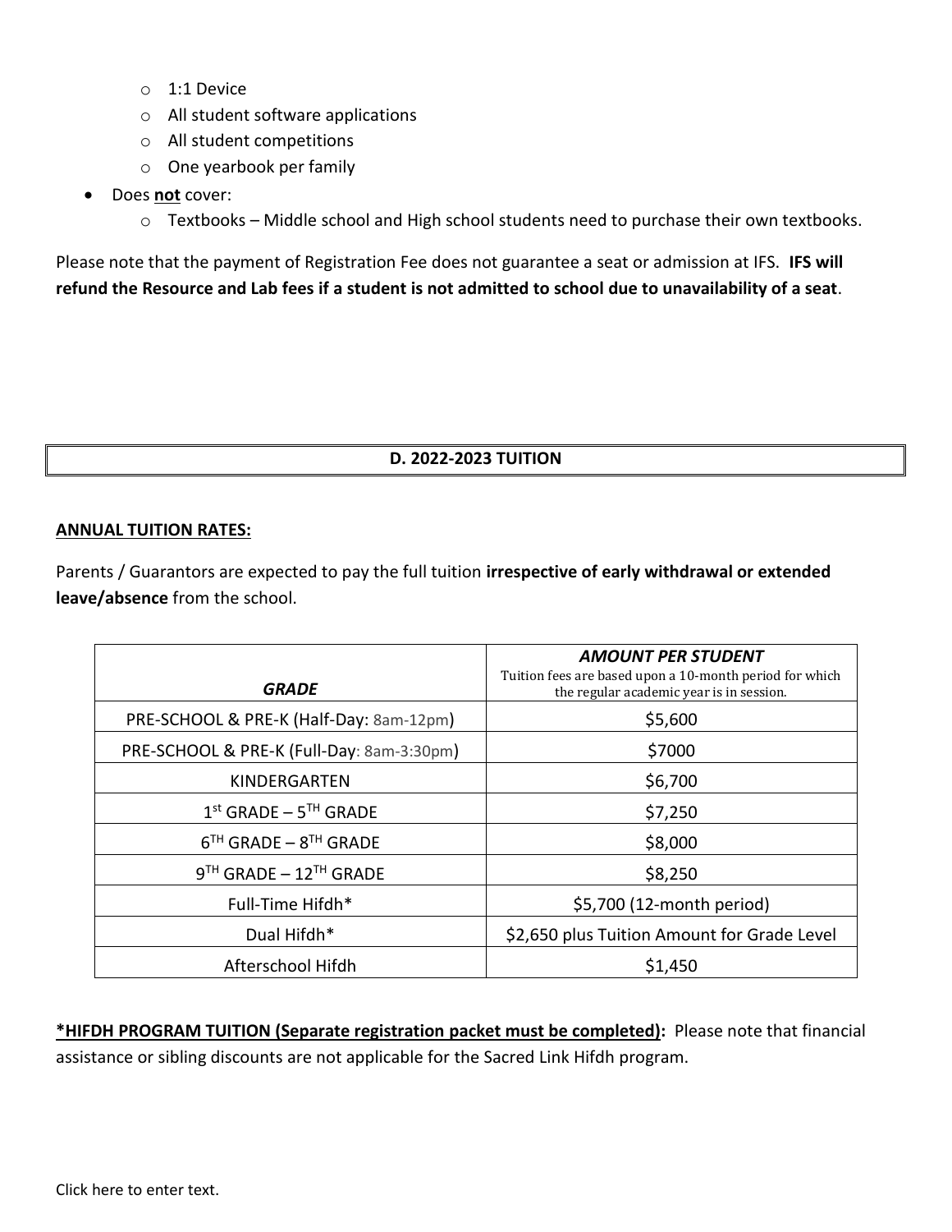- 1:1 Device
  - All student software applications
  - All student competitions
  - One yearbook per family
- Does **not** cover:
  - Textbooks – Middle school and High school students need to purchase their own textbooks.

Please note that the payment of Registration Fee does not guarantee a seat or admission at IFS. **IFS will refund the Resource and Lab fees if a student is not admitted to school due to unavailability of a seat**.

## D. 2022-2023 TUITION

**ANNUAL TUITION RATES:**

Parents / Guarantors are expected to pay the full tuition **irrespective of early withdrawal or extended leave/absence** from the school.

| ***GRADE*** | ***AMOUNT PER STUDENT*** Tuition fees are based upon a 10-month period for which the regular academic year is in session. |
|---|---|
| PRE-SCHOOL & PRE-K (Half-Day: 8am-12pm) | $5,600 |
| PRE-SCHOOL & PRE-K (Full-Day: 8am-3:30pm) | $7000 |
| KINDERGARTEN | $6,700 |
| 1st GRADE – 5TH GRADE | $7,250 |
| 6TH GRADE – 8TH GRADE | $8,000 |
| 9TH GRADE – 12TH GRADE | $8,250 |
| Full-Time Hifdh* | $5,700 (12-month period) |
| Dual Hifdh* | $2,650 plus Tuition Amount for Grade Level |
| Afterschool Hifdh | $1,450 |

**\*HIFDH PROGRAM TUITION (Separate registration packet must be completed):** Please note that financial assistance or sibling discounts are not applicable for the Sacred Link Hifdh program.

Click here to enter text.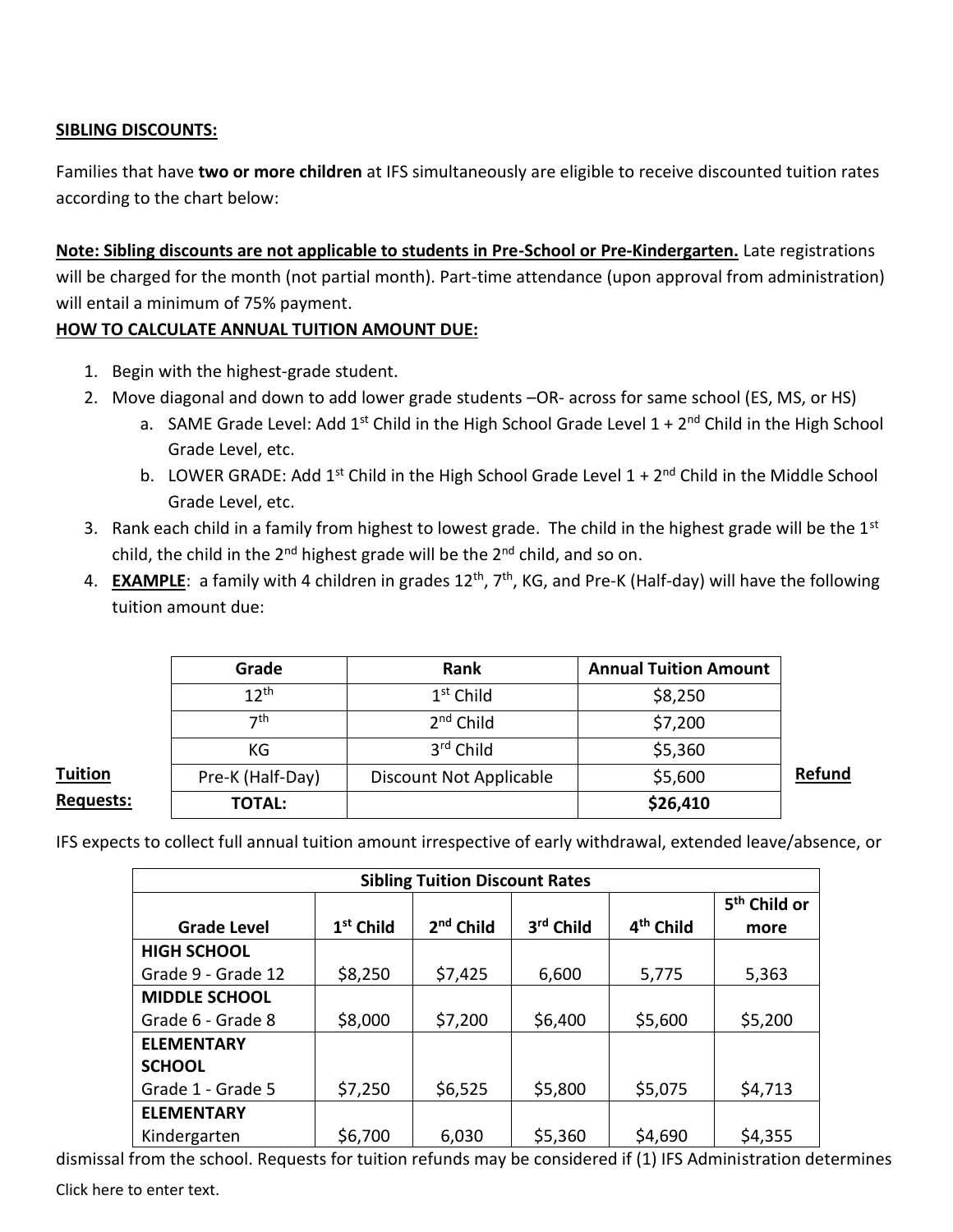**SIBLING DISCOUNTS:**

Families that have **two or more children** at IFS simultaneously are eligible to receive discounted tuition rates according to the chart below:

**Note: Sibling discounts are not applicable to students in Pre-School or Pre-Kindergarten.** Late registrations will be charged for the month (not partial month). Part-time attendance (upon approval from administration) will entail a minimum of 75% payment.

**HOW TO CALCULATE ANNUAL TUITION AMOUNT DUE:**

1. Begin with the highest-grade student.
2. Move diagonal and down to add lower grade students –OR- across for same school (ES, MS, or HS)
   a. SAME Grade Level: Add 1st Child in the High School Grade Level 1 + 2nd Child in the High School Grade Level, etc.
   b. LOWER GRADE: Add 1st Child in the High School Grade Level 1 + 2nd Child in the Middle School Grade Level, etc.
3. Rank each child in a family from highest to lowest grade. The child in the highest grade will be the 1st child, the child in the 2nd highest grade will be the 2nd child, and so on.
4. **EXAMPLE**: a family with 4 children in grades 12th, 7th, KG, and Pre-K (Half-day) will have the following tuition amount due:

| Grade | Rank | Annual Tuition Amount |
|---|---|---|
| 12th | 1st Child | $8,250 |
| 7th | 2nd Child | $7,200 |
| KG | 3rd Child | $5,360 |
| Pre-K (Half-Day) | Discount Not Applicable | $5,600 |
| **TOTAL:** | | **$26,410** |

**Tuition Refund Requests:**

IFS expects to collect full annual tuition amount irrespective of early withdrawal, extended leave/absence, or dismissal from the school. Requests for tuition refunds may be considered if (1) IFS Administration determines

| Sibling Tuition Discount Rates | | | | | |
|---|---|---|---|---|---|
| **Grade Level** | **1st Child** | **2nd Child** | **3rd Child** | **4th Child** | **5th Child or more** |
| **HIGH SCHOOL** Grade 9 - Grade 12 | $8,250 | $7,425 | 6,600 | 5,775 | 5,363 |
| **MIDDLE SCHOOL** Grade 6 - Grade 8 | $8,000 | $7,200 | $6,400 | $5,600 | $5,200 |
| **ELEMENTARY SCHOOL** Grade 1 - Grade 5 | $7,250 | $6,525 | $5,800 | $5,075 | $4,713 |
| **ELEMENTARY** Kindergarten | $6,700 | 6,030 | $5,360 | $4,690 | $4,355 |

Click here to enter text.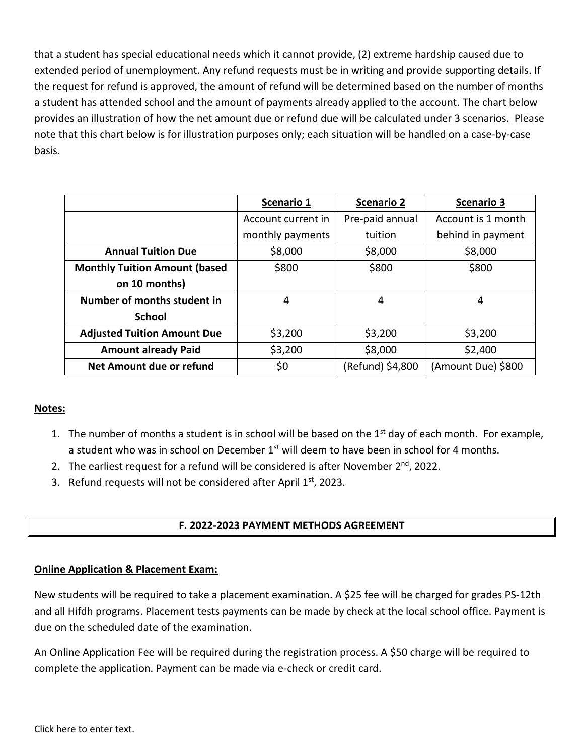that a student has special educational needs which it cannot provide, (2) extreme hardship caused due to extended period of unemployment. Any refund requests must be in writing and provide supporting details. If the request for refund is approved, the amount of refund will be determined based on the number of months a student has attended school and the amount of payments already applied to the account. The chart below provides an illustration of how the net amount due or refund due will be calculated under 3 scenarios. Please note that this chart below is for illustration purposes only; each situation will be handled on a case-by-case basis.

| | **Scenario 1** | **Scenario 2** | **Scenario 3** |
|---|---|---|---|
| | Account current in monthly payments | Pre-paid annual tuition | Account is 1 month behind in payment |
| **Annual Tuition Due** | $8,000 | $8,000 | $8,000 |
| **Monthly Tuition Amount (based on 10 months)** | $800 | $800 | $800 |
| **Number of months student in School** | 4 | 4 | 4 |
| **Adjusted Tuition Amount Due** | $3,200 | $3,200 | $3,200 |
| **Amount already Paid** | $3,200 | $8,000 | $2,400 |
| **Net Amount due or refund** | $0 | (Refund) $4,800 | (Amount Due) $800 |

**Notes:**

1. The number of months a student is in school will be based on the 1st day of each month. For example, a student who was in school on December 1st will deem to have been in school for 4 months.
2. The earliest request for a refund will be considered is after November 2nd, 2022.
3. Refund requests will not be considered after April 1st, 2023.

## F. 2022-2023 PAYMENT METHODS AGREEMENT

**Online Application & Placement Exam:**

New students will be required to take a placement examination. A $25 fee will be charged for grades PS-12th and all Hifdh programs. Placement tests payments can be made by check at the local school office. Payment is due on the scheduled date of the examination.

An Online Application Fee will be required during the registration process. A $50 charge will be required to complete the application. Payment can be made via e-check or credit card.

Click here to enter text.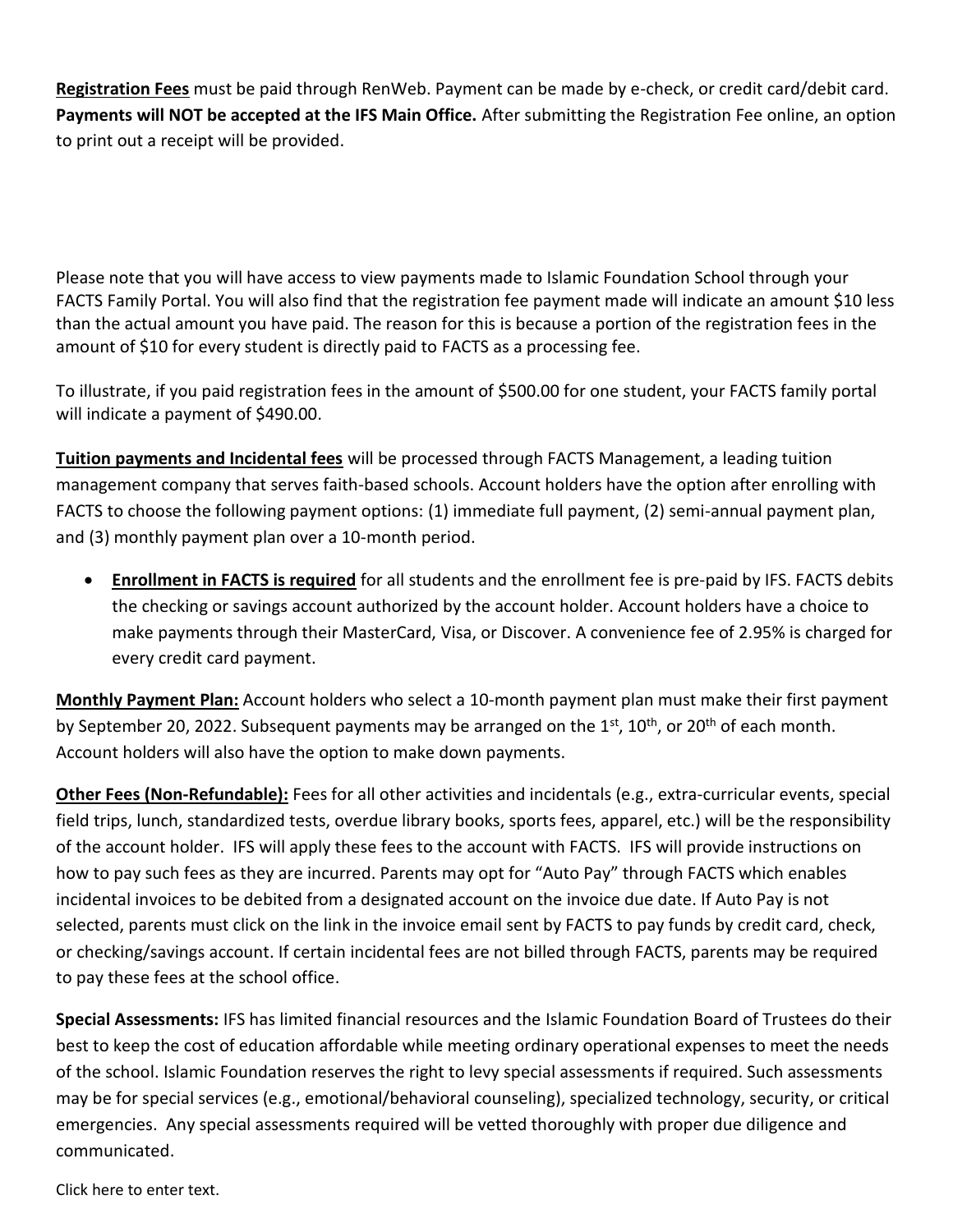**Registration Fees** must be paid through RenWeb. Payment can be made by e-check, or credit card/debit card. **Payments will NOT be accepted at the IFS Main Office.** After submitting the Registration Fee online, an option to print out a receipt will be provided.

Please note that you will have access to view payments made to Islamic Foundation School through your FACTS Family Portal. You will also find that the registration fee payment made will indicate an amount $10 less than the actual amount you have paid. The reason for this is because a portion of the registration fees in the amount of $10 for every student is directly paid to FACTS as a processing fee.

To illustrate, if you paid registration fees in the amount of $500.00 for one student, your FACTS family portal will indicate a payment of $490.00.

**Tuition payments and Incidental fees** will be processed through FACTS Management, a leading tuition management company that serves faith-based schools. Account holders have the option after enrolling with FACTS to choose the following payment options: (1) immediate full payment, (2) semi-annual payment plan, and (3) monthly payment plan over a 10-month period.

- **Enrollment in FACTS is required** for all students and the enrollment fee is pre-paid by IFS. FACTS debits the checking or savings account authorized by the account holder. Account holders have a choice to make payments through their MasterCard, Visa, or Discover. A convenience fee of 2.95% is charged for every credit card payment.

**Monthly Payment Plan:** Account holders who select a 10-month payment plan must make their first payment by September 20, 2022. Subsequent payments may be arranged on the 1st, 10th, or 20th of each month. Account holders will also have the option to make down payments.

**Other Fees (Non-Refundable):** Fees for all other activities and incidentals (e.g., extra-curricular events, special field trips, lunch, standardized tests, overdue library books, sports fees, apparel, etc.) will be the responsibility of the account holder. IFS will apply these fees to the account with FACTS. IFS will provide instructions on how to pay such fees as they are incurred. Parents may opt for "Auto Pay" through FACTS which enables incidental invoices to be debited from a designated account on the invoice due date. If Auto Pay is not selected, parents must click on the link in the invoice email sent by FACTS to pay funds by credit card, check, or checking/savings account. If certain incidental fees are not billed through FACTS, parents may be required to pay these fees at the school office.

**Special Assessments:** IFS has limited financial resources and the Islamic Foundation Board of Trustees do their best to keep the cost of education affordable while meeting ordinary operational expenses to meet the needs of the school. Islamic Foundation reserves the right to levy special assessments if required. Such assessments may be for special services (e.g., emotional/behavioral counseling), specialized technology, security, or critical emergencies. Any special assessments required will be vetted thoroughly with proper due diligence and communicated.

Click here to enter text.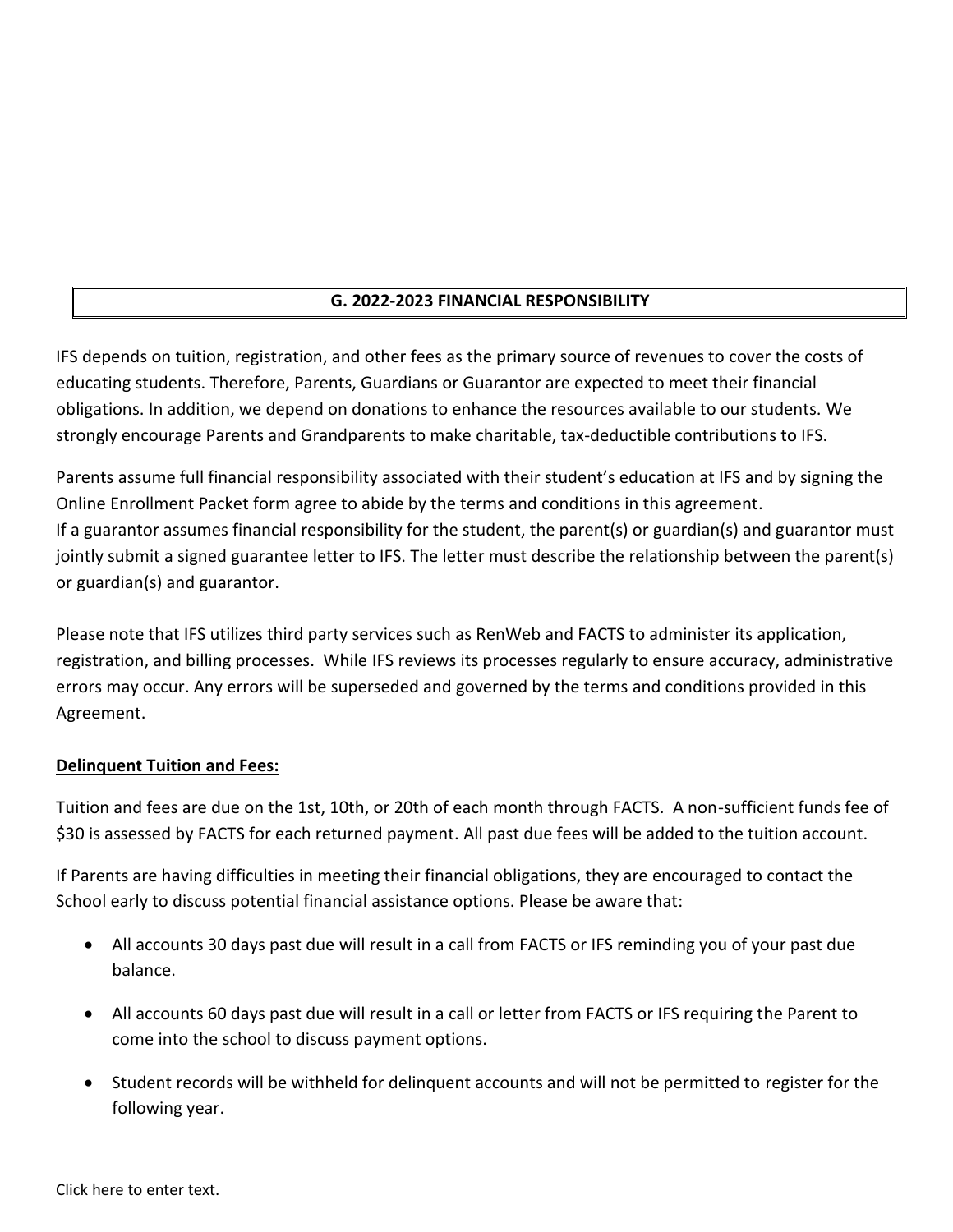## G. 2022-2023 FINANCIAL RESPONSIBILITY

IFS depends on tuition, registration, and other fees as the primary source of revenues to cover the costs of educating students. Therefore, Parents, Guardians or Guarantor are expected to meet their financial obligations. In addition, we depend on donations to enhance the resources available to our students. We strongly encourage Parents and Grandparents to make charitable, tax-deductible contributions to IFS.

Parents assume full financial responsibility associated with their student's education at IFS and by signing the Online Enrollment Packet form agree to abide by the terms and conditions in this agreement.
If a guarantor assumes financial responsibility for the student, the parent(s) or guardian(s) and guarantor must jointly submit a signed guarantee letter to IFS. The letter must describe the relationship between the parent(s) or guardian(s) and guarantor.

Please note that IFS utilizes third party services such as RenWeb and FACTS to administer its application, registration, and billing processes. While IFS reviews its processes regularly to ensure accuracy, administrative errors may occur. Any errors will be superseded and governed by the terms and conditions provided in this Agreement.

**Delinquent Tuition and Fees:**

Tuition and fees are due on the 1st, 10th, or 20th of each month through FACTS. A non-sufficient funds fee of $30 is assessed by FACTS for each returned payment. All past due fees will be added to the tuition account.

If Parents are having difficulties in meeting their financial obligations, they are encouraged to contact the School early to discuss potential financial assistance options. Please be aware that:

- All accounts 30 days past due will result in a call from FACTS or IFS reminding you of your past due balance.
- All accounts 60 days past due will result in a call or letter from FACTS or IFS requiring the Parent to come into the school to discuss payment options.
- Student records will be withheld for delinquent accounts and will not be permitted to register for the following year.

Click here to enter text.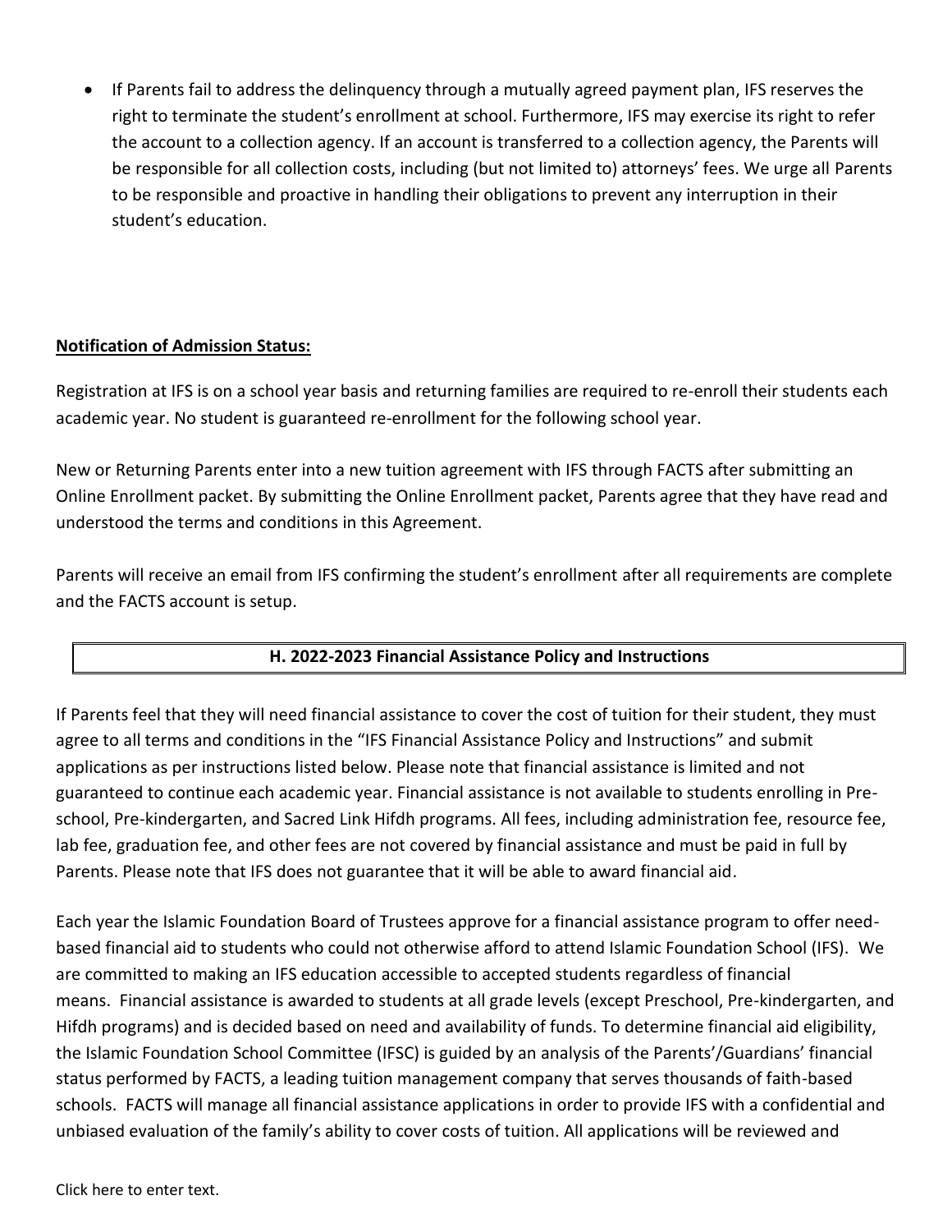- If Parents fail to address the delinquency through a mutually agreed payment plan, IFS reserves the right to terminate the student's enrollment at school. Furthermore, IFS may exercise its right to refer the account to a collection agency. If an account is transferred to a collection agency, the Parents will be responsible for all collection costs, including (but not limited to) attorneys' fees. We urge all Parents to be responsible and proactive in handling their obligations to prevent any interruption in their student's education.

**Notification of Admission Status:**

Registration at IFS is on a school year basis and returning families are required to re-enroll their students each academic year. No student is guaranteed re-enrollment for the following school year.

New or Returning Parents enter into a new tuition agreement with IFS through FACTS after submitting an Online Enrollment packet. By submitting the Online Enrollment packet, Parents agree that they have read and understood the terms and conditions in this Agreement.

Parents will receive an email from IFS confirming the student's enrollment after all requirements are complete and the FACTS account is setup.

## H. 2022-2023 Financial Assistance Policy and Instructions

If Parents feel that they will need financial assistance to cover the cost of tuition for their student, they must agree to all terms and conditions in the "IFS Financial Assistance Policy and Instructions" and submit applications as per instructions listed below. Please note that financial assistance is limited and not guaranteed to continue each academic year. Financial assistance is not available to students enrolling in Pre-school, Pre-kindergarten, and Sacred Link Hifdh programs. All fees, including administration fee, resource fee, lab fee, graduation fee, and other fees are not covered by financial assistance and must be paid in full by Parents. Please note that IFS does not guarantee that it will be able to award financial aid.

Each year the Islamic Foundation Board of Trustees approve for a financial assistance program to offer need-based financial aid to students who could not otherwise afford to attend Islamic Foundation School (IFS). We are committed to making an IFS education accessible to accepted students regardless of financial means. Financial assistance is awarded to students at all grade levels (except Preschool, Pre-kindergarten, and Hifdh programs) and is decided based on need and availability of funds. To determine financial aid eligibility, the Islamic Foundation School Committee (IFSC) is guided by an analysis of the Parents'/Guardians' financial status performed by FACTS, a leading tuition management company that serves thousands of faith-based schools. FACTS will manage all financial assistance applications in order to provide IFS with a confidential and unbiased evaluation of the family's ability to cover costs of tuition. All applications will be reviewed and

Click here to enter text.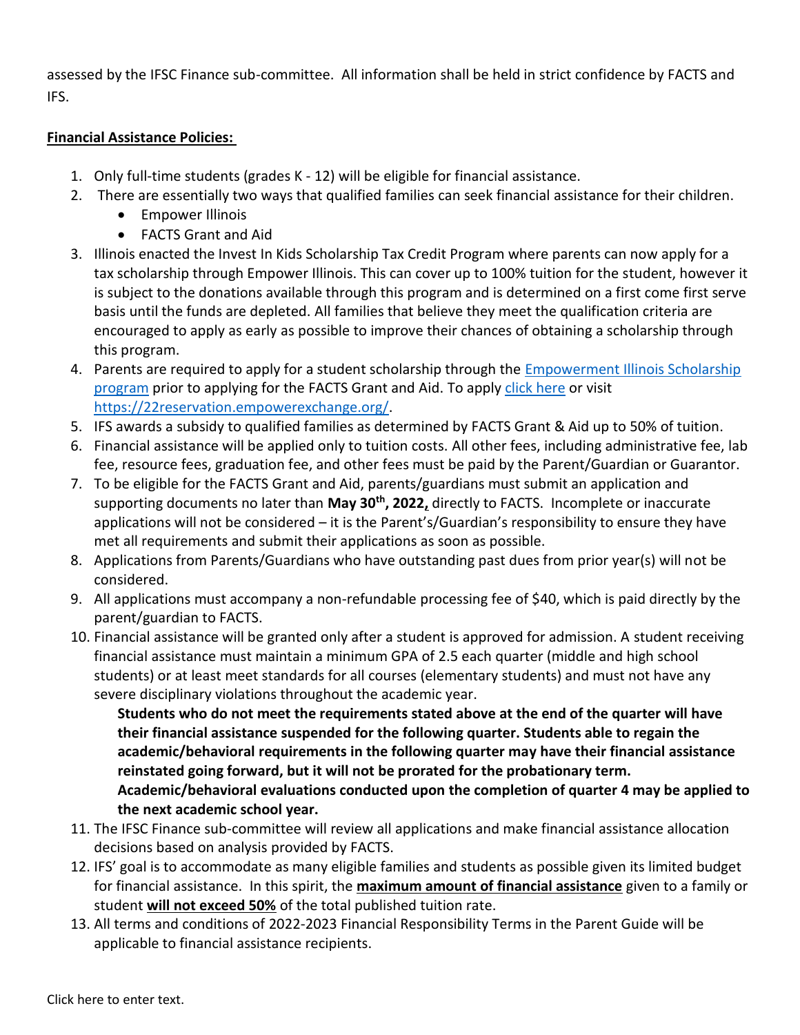assessed by the IFSC Finance sub-committee. All information shall be held in strict confidence by FACTS and IFS.

**Financial Assistance Policies:**

1. Only full-time students (grades K - 12) will be eligible for financial assistance.
2. There are essentially two ways that qualified families can seek financial assistance for their children.
   - Empower Illinois
   - FACTS Grant and Aid
3. Illinois enacted the Invest In Kids Scholarship Tax Credit Program where parents can now apply for a tax scholarship through Empower Illinois. This can cover up to 100% tuition for the student, however it is subject to the donations available through this program and is determined on a first come first serve basis until the funds are depleted. All families that believe they meet the qualification criteria are encouraged to apply as early as possible to improve their chances of obtaining a scholarship through this program.
4. Parents are required to apply for a student scholarship through the Empowerment Illinois Scholarship program prior to applying for the FACTS Grant and Aid. To apply click here or visit https://22reservation.empowerexchange.org/.
5. IFS awards a subsidy to qualified families as determined by FACTS Grant & Aid up to 50% of tuition.
6. Financial assistance will be applied only to tuition costs. All other fees, including administrative fee, lab fee, resource fees, graduation fee, and other fees must be paid by the Parent/Guardian or Guarantor.
7. To be eligible for the FACTS Grant and Aid, parents/guardians must submit an application and supporting documents no later than **May 30th, 2022,** directly to FACTS. Incomplete or inaccurate applications will not be considered – it is the Parent's/Guardian's responsibility to ensure they have met all requirements and submit their applications as soon as possible.
8. Applications from Parents/Guardians who have outstanding past dues from prior year(s) will not be considered.
9. All applications must accompany a non-refundable processing fee of $40, which is paid directly by the parent/guardian to FACTS.
10. Financial assistance will be granted only after a student is approved for admission. A student receiving financial assistance must maintain a minimum GPA of 2.5 each quarter (middle and high school students) or at least meet standards for all courses (elementary students) and must not have any severe disciplinary violations throughout the academic year.

    **Students who do not meet the requirements stated above at the end of the quarter will have their financial assistance suspended for the following quarter. Students able to regain the academic/behavioral requirements in the following quarter may have their financial assistance reinstated going forward, but it will not be prorated for the probationary term. Academic/behavioral evaluations conducted upon the completion of quarter 4 may be applied to the next academic school year.**
11. The IFSC Finance sub-committee will review all applications and make financial assistance allocation decisions based on analysis provided by FACTS.
12. IFS' goal is to accommodate as many eligible families and students as possible given its limited budget for financial assistance. In this spirit, the **maximum amount of financial assistance** given to a family or student **will not exceed 50%** of the total published tuition rate.
13. All terms and conditions of 2022-2023 Financial Responsibility Terms in the Parent Guide will be applicable to financial assistance recipients.

Click here to enter text.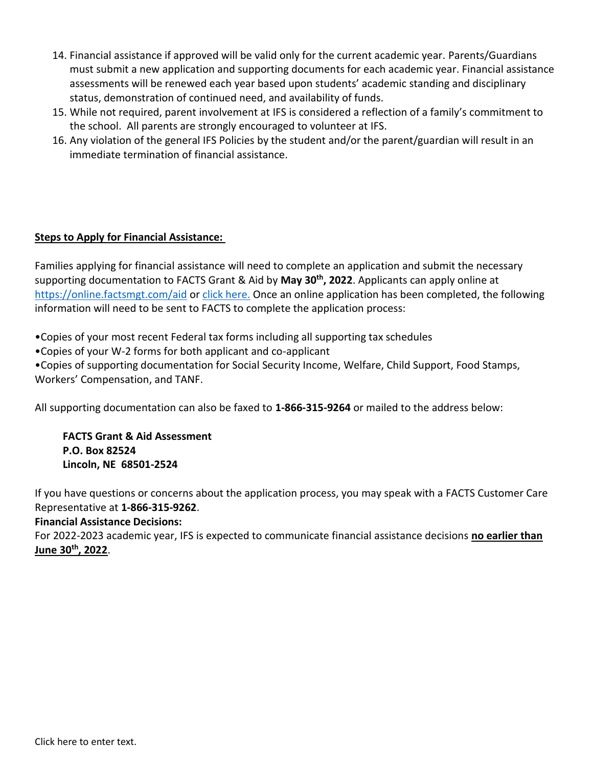14. Financial assistance if approved will be valid only for the current academic year. Parents/Guardians must submit a new application and supporting documents for each academic year. Financial assistance assessments will be renewed each year based upon students' academic standing and disciplinary status, demonstration of continued need, and availability of funds.
15. While not required, parent involvement at IFS is considered a reflection of a family's commitment to the school. All parents are strongly encouraged to volunteer at IFS.
16. Any violation of the general IFS Policies by the student and/or the parent/guardian will result in an immediate termination of financial assistance.

**Steps to Apply for Financial Assistance:**

Families applying for financial assistance will need to complete an application and submit the necessary supporting documentation to FACTS Grant & Aid by **May 30th, 2022**. Applicants can apply online at [https://online.factsmgt.com/aid](https://online.factsmgt.com/aid) or click here. Once an online application has been completed, the following information will need to be sent to FACTS to complete the application process:

•Copies of your most recent Federal tax forms including all supporting tax schedules
•Copies of your W-2 forms for both applicant and co-applicant
•Copies of supporting documentation for Social Security Income, Welfare, Child Support, Food Stamps, Workers' Compensation, and TANF.

All supporting documentation can also be faxed to **1-866-315-9264** or mailed to the address below:

**FACTS Grant & Aid Assessment**
**P.O. Box 82524**
**Lincoln, NE 68501-2524**

If you have questions or concerns about the application process, you may speak with a FACTS Customer Care Representative at **1-866-315-9262**.

**Financial Assistance Decisions:**
For 2022-2023 academic year, IFS is expected to communicate financial assistance decisions **no earlier than June 30th, 2022**.

Click here to enter text.